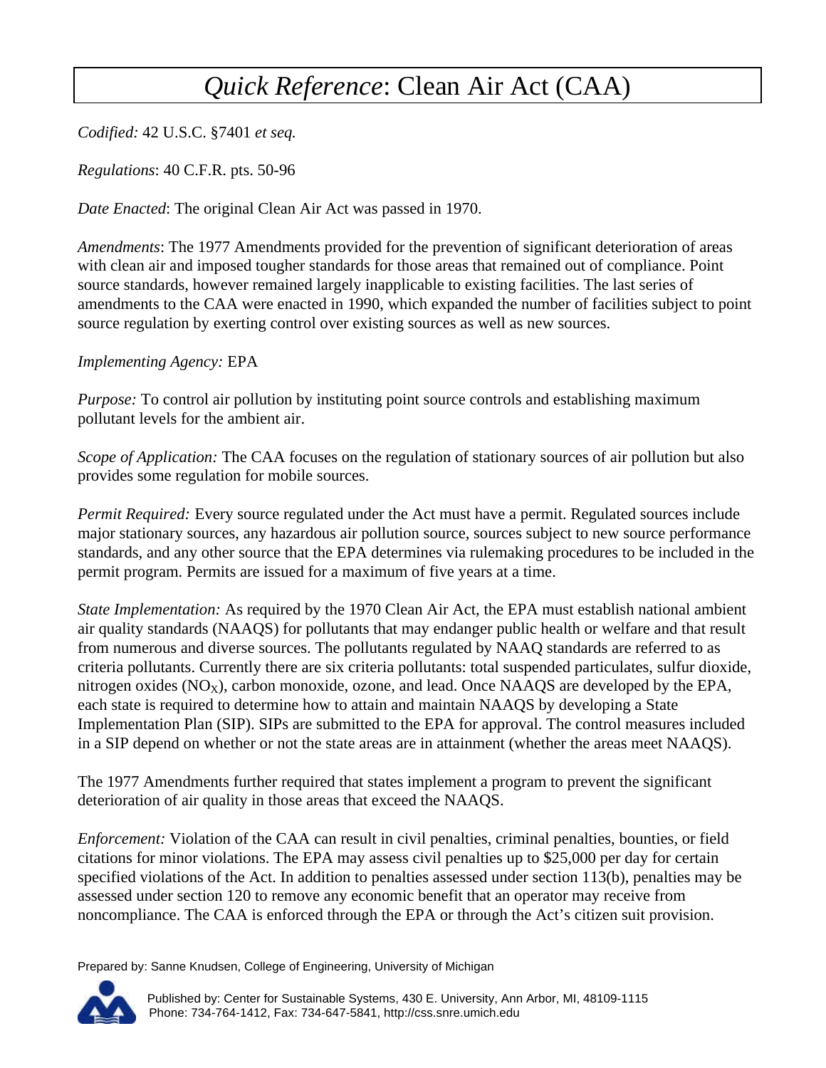# *Quick Reference*: Clean Air Act (CAA)

*Codified:* 42 U.S.C. §7401 *et seq.*

*Regulations*: 40 C.F.R. pts. 50-96

*Date Enacted*: The original Clean Air Act was passed in 1970.

*Amendments*: The 1977 Amendments provided for the prevention of significant deterioration of areas with clean air and imposed tougher standards for those areas that remained out of compliance. Point source standards, however remained largely inapplicable to existing facilities. The last series of amendments to the CAA were enacted in 1990, which expanded the number of facilities subject to point source regulation by exerting control over existing sources as well as new sources.

*Implementing Agency:* EPA

*Purpose:* To control air pollution by instituting point source controls and establishing maximum pollutant levels for the ambient air.

*Scope of Application:* The CAA focuses on the regulation of stationary sources of air pollution but also provides some regulation for mobile sources.

*Permit Required:* Every source regulated under the Act must have a permit. Regulated sources include major stationary sources, any hazardous air pollution source, sources subject to new source performance standards, and any other source that the EPA determines via rulemaking procedures to be included in the permit program. Permits are issued for a maximum of five years at a time.

*State Implementation:* As required by the 1970 Clean Air Act, the EPA must establish national ambient air quality standards (NAAQS) for pollutants that may endanger public health or welfare and that result from numerous and diverse sources. The pollutants regulated by NAAQ standards are referred to as criteria pollutants. Currently there are six criteria pollutants: total suspended particulates, sulfur dioxide, nitrogen oxides ($NO_X$), carbon monoxide, ozone, and lead. Once NAAQS are developed by the EPA, each state is required to determine how to attain and maintain NAAQS by developing a State Implementation Plan (SIP). SIPs are submitted to the EPA for approval. The control measures included in a SIP depend on whether or not the state areas are in attainment (whether the areas meet NAAQS).

The 1977 Amendments further required that states implement a program to prevent the significant deterioration of air quality in those areas that exceed the NAAQS.

*Enforcement:* Violation of the CAA can result in civil penalties, criminal penalties, bounties, or field citations for minor violations. The EPA may assess civil penalties up to $25,000 per day for certain specified violations of the Act. In addition to penalties assessed under section 113(b), penalties may be assessed under section 120 to remove any economic benefit that an operator may receive from noncompliance. The CAA is enforced through the EPA or through the Act's citizen suit provision.

Prepared by: Sanne Knudsen, College of Engineering, University of Michigan

Published by: Center for Sustainable Systems, 430 E. University, Ann Arbor, MI, 48109-1115
Phone: 734-764-1412, Fax: 734-647-5841, http://css.snre.umich.edu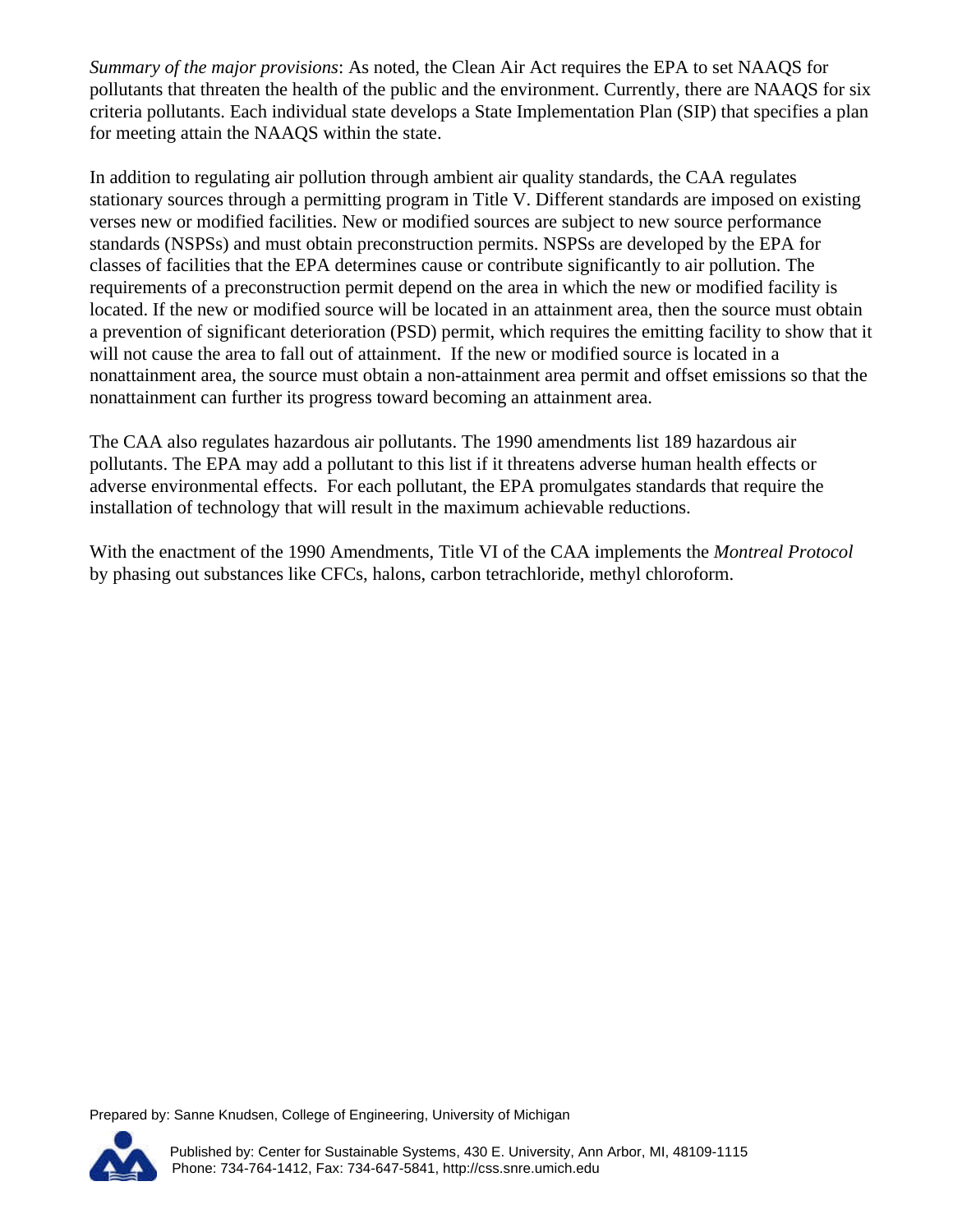*Summary of the major provisions*: As noted, the Clean Air Act requires the EPA to set NAAQS for pollutants that threaten the health of the public and the environment. Currently, there are NAAQS for six criteria pollutants. Each individual state develops a State Implementation Plan (SIP) that specifies a plan for meeting attain the NAAQS within the state.

In addition to regulating air pollution through ambient air quality standards, the CAA regulates stationary sources through a permitting program in Title V. Different standards are imposed on existing verses new or modified facilities. New or modified sources are subject to new source performance standards (NSPSs) and must obtain preconstruction permits. NSPSs are developed by the EPA for classes of facilities that the EPA determines cause or contribute significantly to air pollution. The requirements of a preconstruction permit depend on the area in which the new or modified facility is located. If the new or modified source will be located in an attainment area, then the source must obtain a prevention of significant deterioration (PSD) permit, which requires the emitting facility to show that it will not cause the area to fall out of attainment. If the new or modified source is located in a nonattainment area, the source must obtain a non-attainment area permit and offset emissions so that the nonattainment can further its progress toward becoming an attainment area.

The CAA also regulates hazardous air pollutants. The 1990 amendments list 189 hazardous air pollutants. The EPA may add a pollutant to this list if it threatens adverse human health effects or adverse environmental effects. For each pollutant, the EPA promulgates standards that require the installation of technology that will result in the maximum achievable reductions.

With the enactment of the 1990 Amendments, Title VI of the CAA implements the *Montreal Protocol* by phasing out substances like CFCs, halons, carbon tetrachloride, methyl chloroform.

Prepared by: Sanne Knudsen, College of Engineering, University of Michigan

Published by: Center for Sustainable Systems, 430 E. University, Ann Arbor, MI, 48109-1115
Phone: 734-764-1412, Fax: 734-647-5841, http://css.snre.umich.edu